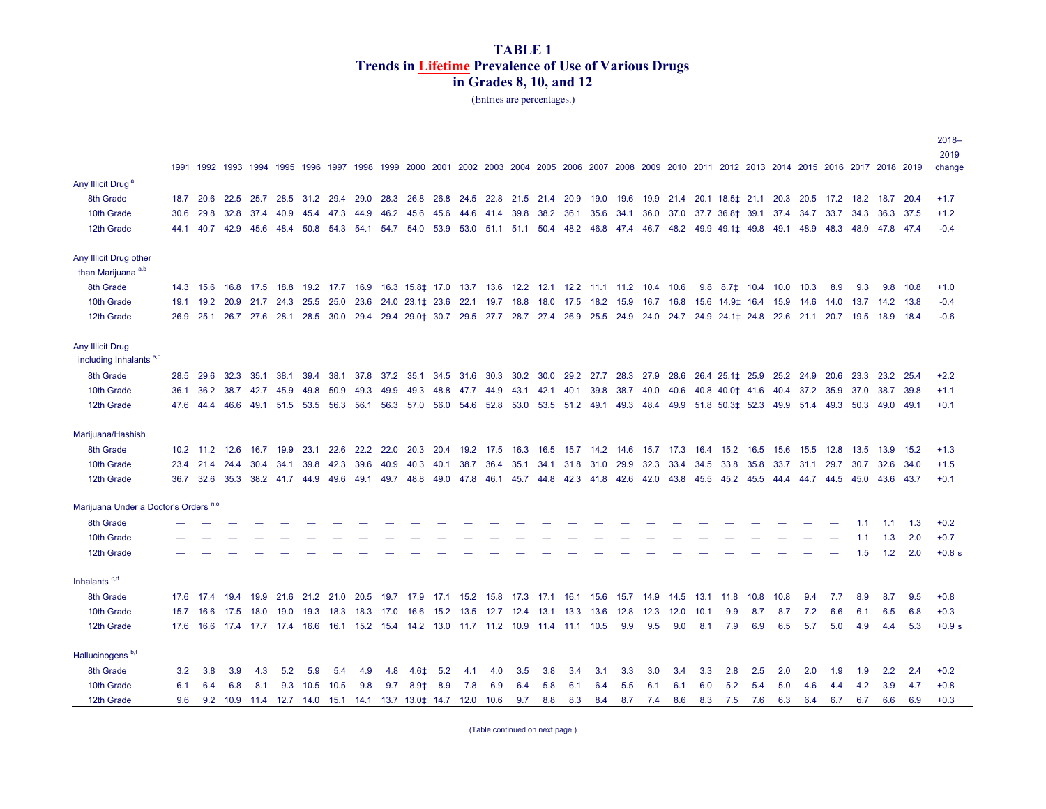# TABLE 1
## Trends in Lifetime Prevalence of Use of Various Drugs in Grades 8, 10, and 12

(Entries are percentages.)

| | 1991 | 1992 | 1993 | 1994 | 1995 | 1996 | 1997 | 1998 | 1999 | 2000 | 2001 | 2002 | 2003 | 2004 | 2005 | 2006 | 2007 | 2008 | 2009 | 2010 | 2011 | 2012 | 2013 | 2014 | 2015 | 2016 | 2017 | 2018 | 2019 | 2018–2019 change |
|---|---|---|---|---|---|---|---|---|---|---|---|---|---|---|---|---|---|---|---|---|---|---|---|---|---|---|---|---|---|---|
| **Any Illicit Drug [a]** | | | | | | | | | | | | | | | | | | | | | | | | | | | | | | |
| 8th Grade | 18.7 | 20.6 | 22.5 | 25.7 | 28.5 | 31.2 | 29.4 | 29.0 | 28.3 | 26.8 | 26.8 | 24.5 | 22.8 | 21.5 | 21.4 | 20.9 | 19.0 | 19.6 | 19.9 | 21.4 | 20.1 | 18.5‡ | 21.1 | 20.3 | 20.5 | 17.2 | 18.2 | 18.7 | 20.4 | +1.7 |
| 10th Grade | 30.6 | 29.8 | 32.8 | 37.4 | 40.9 | 45.4 | 47.3 | 44.9 | 46.2 | 45.6 | 45.6 | 44.6 | 41.4 | 39.8 | 38.2 | 36.1 | 35.6 | 34.1 | 36.0 | 37.0 | 37.7 | 36.8‡ | 39.1 | 37.4 | 34.7 | 33.7 | 34.3 | 36.3 | 37.5 | +1.2 |
| 12th Grade | 44.1 | 40.7 | 42.9 | 45.6 | 48.4 | 50.8 | 54.3 | 54.1 | 54.7 | 54.0 | 53.9 | 53.0 | 51.1 | 51.1 | 50.4 | 48.2 | 46.8 | 47.4 | 46.7 | 48.2 | 49.9 | 49.1‡ | 49.8 | 49.1 | 48.9 | 48.3 | 48.9 | 47.8 | 47.4 | -0.4 |
| **Any Illicit Drug other than Marijuana [a,b]** | | | | | | | | | | | | | | | | | | | | | | | | | | | | | | |
| 8th Grade | 14.3 | 15.6 | 16.8 | 17.5 | 18.8 | 19.2 | 17.7 | 16.9 | 16.3 | 15.8‡ | 17.0 | 13.7 | 13.6 | 12.2 | 12.1 | 12.2 | 11.1 | 11.2 | 10.4 | 10.6 | 9.8 | 8.7‡ | 10.4 | 10.0 | 10.3 | 8.9 | 9.3 | 9.8 | 10.8 | +1.0 |
| 10th Grade | 19.1 | 19.2 | 20.9 | 21.7 | 24.3 | 25.5 | 25.0 | 23.6 | 24.0 | 23.1‡ | 23.6 | 22.1 | 19.7 | 18.8 | 18.0 | 17.5 | 18.2 | 15.9 | 16.7 | 16.8 | 15.6 | 14.9‡ | 16.4 | 15.9 | 14.6 | 14.0 | 13.7 | 14.2 | 13.8 | -0.4 |
| 12th Grade | 26.9 | 25.1 | 26.7 | 27.6 | 28.1 | 28.5 | 30.0 | 29.4 | 29.4 | 29.0‡ | 30.7 | 29.5 | 27.7 | 28.7 | 27.4 | 26.9 | 25.5 | 24.9 | 24.0 | 24.7 | 24.9 | 24.1‡ | 24.8 | 22.6 | 21.1 | 20.7 | 19.5 | 18.9 | 18.4 | -0.6 |
| **Any Illicit Drug including Inhalants [a,c]** | | | | | | | | | | | | | | | | | | | | | | | | | | | | | | |
| 8th Grade | 28.5 | 29.6 | 32.3 | 35.1 | 38.1 | 39.4 | 38.1 | 37.8 | 37.2 | 35.1 | 34.5 | 31.6 | 30.3 | 30.2 | 30.0 | 29.2 | 27.7 | 28.3 | 27.9 | 28.6 | 26.4 | 25.1‡ | 25.9 | 25.2 | 24.9 | 20.6 | 23.3 | 23.2 | 25.4 | +2.2 |
| 10th Grade | 36.1 | 36.2 | 38.7 | 42.7 | 45.9 | 49.8 | 50.9 | 49.3 | 49.9 | 49.3 | 48.8 | 47.7 | 44.9 | 43.1 | 42.1 | 40.1 | 39.8 | 38.7 | 40.0 | 40.6 | 40.8 | 40.0‡ | 41.6 | 40.4 | 37.2 | 35.9 | 37.0 | 38.7 | 39.8 | +1.1 |
| 12th Grade | 47.6 | 44.4 | 46.6 | 49.1 | 51.5 | 53.5 | 56.3 | 56.1 | 56.3 | 57.0 | 56.0 | 54.6 | 52.8 | 53.0 | 53.5 | 51.2 | 49.1 | 49.3 | 48.4 | 49.9 | 51.8 | 50.3‡ | 52.3 | 49.9 | 51.4 | 49.3 | 50.3 | 49.0 | 49.1 | +0.1 |
| **Marijuana/Hashish** | | | | | | | | | | | | | | | | | | | | | | | | | | | | | | |
| 8th Grade | 10.2 | 11.2 | 12.6 | 16.7 | 19.9 | 23.1 | 22.6 | 22.2 | 22.0 | 20.3 | 20.4 | 19.2 | 17.5 | 16.3 | 16.5 | 15.7 | 14.2 | 14.6 | 15.7 | 17.3 | 16.4 | 15.2 | 16.5 | 15.6 | 15.5 | 12.8 | 13.5 | 13.9 | 15.2 | +1.3 |
| 10th Grade | 23.4 | 21.4 | 24.4 | 30.4 | 34.1 | 39.8 | 42.3 | 39.6 | 40.9 | 40.3 | 40.1 | 38.7 | 36.4 | 35.1 | 34.1 | 31.8 | 31.0 | 29.9 | 32.3 | 33.4 | 34.5 | 33.8 | 35.8 | 33.7 | 31.1 | 29.7 | 30.7 | 32.6 | 34.0 | +1.5 |
| 12th Grade | 36.7 | 32.6 | 35.3 | 38.2 | 41.7 | 44.9 | 49.6 | 49.1 | 49.7 | 48.8 | 49.0 | 47.8 | 46.1 | 45.7 | 44.8 | 42.3 | 41.8 | 42.6 | 42.0 | 43.8 | 45.5 | 45.2 | 45.5 | 44.4 | 44.7 | 44.5 | 45.0 | 43.6 | 43.7 | +0.1 |
| **Marijuana Under a Doctor's Orders [n,o]** | | | | | | | | | | | | | | | | | | | | | | | | | | | | | | |
| 8th Grade | — | — | — | — | — | — | — | — | — | — | — | — | — | — | — | — | — | — | — | — | — | — | — | — | — | — | 1.1 | 1.1 | 1.3 | +0.2 |
| 10th Grade | — | — | — | — | — | — | — | — | — | — | — | — | — | — | — | — | — | — | — | — | — | — | — | — | — | — | 1.1 | 1.3 | 2.0 | +0.7 |
| 12th Grade | — | — | — | — | — | — | — | — | — | — | — | — | — | — | — | — | — | — | — | — | — | — | — | — | — | — | 1.5 | 1.2 | 2.0 | +0.8 s |
| **Inhalants [c,d]** | | | | | | | | | | | | | | | | | | | | | | | | | | | | | | |
| 8th Grade | 17.6 | 17.4 | 19.4 | 19.9 | 21.6 | 21.2 | 21.0 | 20.5 | 19.7 | 17.9 | 17.1 | 15.2 | 15.8 | 17.3 | 17.1 | 16.1 | 15.6 | 15.7 | 14.9 | 14.5 | 13.1 | 11.8 | 10.8 | 10.8 | 9.4 | 7.7 | 8.9 | 8.7 | 9.5 | +0.8 |
| 10th Grade | 15.7 | 16.6 | 17.5 | 18.0 | 19.0 | 19.3 | 18.3 | 18.3 | 17.0 | 16.6 | 15.2 | 13.5 | 12.7 | 12.4 | 13.1 | 13.3 | 13.6 | 12.8 | 12.3 | 12.0 | 10.1 | 9.9 | 8.7 | 8.7 | 7.2 | 6.6 | 6.1 | 6.5 | 6.8 | +0.3 |
| 12th Grade | 17.6 | 16.6 | 17.4 | 17.7 | 17.4 | 16.6 | 16.1 | 15.2 | 15.4 | 14.2 | 13.0 | 11.7 | 11.2 | 10.9 | 11.4 | 11.1 | 10.5 | 9.9 | 9.5 | 9.0 | 8.1 | 7.9 | 6.9 | 6.5 | 5.7 | 5.0 | 4.9 | 4.4 | 5.3 | +0.9 s |
| **Hallucinogens [b,f]** | | | | | | | | | | | | | | | | | | | | | | | | | | | | | | |
| 8th Grade | 3.2 | 3.8 | 3.9 | 4.3 | 5.2 | 5.9 | 5.4 | 4.9 | 4.8 | 4.6‡ | 5.2 | 4.1 | 4.0 | 3.5 | 3.8 | 3.4 | 3.1 | 3.3 | 3.0 | 3.4 | 3.3 | 2.8 | 2.5 | 2.0 | 2.0 | 1.9 | 1.9 | 2.2 | 2.4 | +0.2 |
| 10th Grade | 6.1 | 6.4 | 6.8 | 8.1 | 9.3 | 10.5 | 10.5 | 9.8 | 9.7 | 8.9‡ | 8.9 | 7.8 | 6.9 | 6.4 | 5.8 | 6.1 | 6.4 | 5.5 | 6.1 | 6.1 | 6.0 | 5.2 | 5.4 | 5.0 | 4.6 | 4.4 | 4.2 | 3.9 | 4.7 | +0.8 |
| 12th Grade | 9.6 | 9.2 | 10.9 | 11.4 | 12.7 | 14.0 | 15.1 | 14.1 | 13.7 | 13.0‡ | 14.7 | 12.0 | 10.6 | 9.7 | 8.8 | 8.3 | 8.4 | 8.7 | 7.4 | 8.6 | 8.3 | 7.5 | 7.6 | 6.3 | 6.4 | 6.7 | 6.7 | 6.6 | 6.9 | +0.3 |

(Table continued on next page.)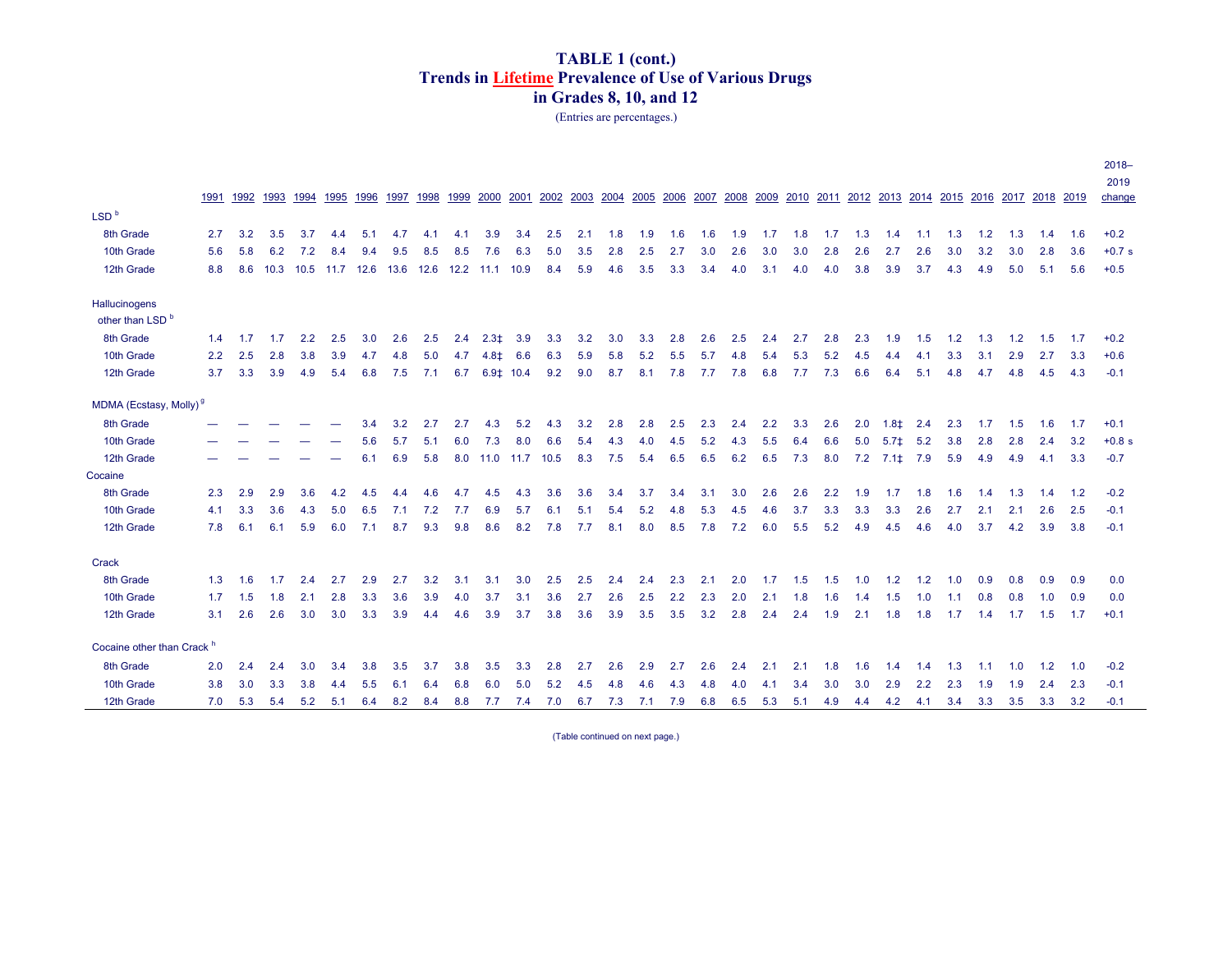# TABLE 1 (cont.)
## Trends in Lifetime Prevalence of Use of Various Drugs in Grades 8, 10, and 12

(Entries are percentages.)

| | 1991 | 1992 | 1993 | 1994 | 1995 | 1996 | 1997 | 1998 | 1999 | 2000 | 2001 | 2002 | 2003 | 2004 | 2005 | 2006 | 2007 | 2008 | 2009 | 2010 | 2011 | 2012 | 2013 | 2014 | 2015 | 2016 | 2017 | 2018 | 2019 | 2018–2019 change |
|---|---|---|---|---|---|---|---|---|---|---|---|---|---|---|---|---|---|---|---|---|---|---|---|---|---|---|---|---|---|---|
| **LSD** [b] | | | | | | | | | | | | | | | | | | | | | | | | | | | | | | |
| 8th Grade | 2.7 | 3.2 | 3.5 | 3.7 | 4.4 | 5.1 | 4.7 | 4.1 | 4.1 | 3.9 | 3.4 | 2.5 | 2.1 | 1.8 | 1.9 | 1.6 | 1.6 | 1.9 | 1.7 | 1.8 | 1.7 | 1.3 | 1.4 | 1.1 | 1.3 | 1.2 | 1.3 | 1.4 | 1.6 | +0.2 |
| 10th Grade | 5.6 | 5.8 | 6.2 | 7.2 | 8.4 | 9.4 | 9.5 | 8.5 | 8.5 | 7.6 | 6.3 | 5.0 | 3.5 | 2.8 | 2.5 | 2.7 | 3.0 | 2.6 | 3.0 | 3.0 | 2.8 | 2.6 | 2.7 | 2.6 | 3.0 | 3.2 | 3.0 | 2.8 | 3.6 | +0.7 s |
| 12th Grade | 8.8 | 8.6 | 10.3 | 10.5 | 11.7 | 12.6 | 13.6 | 12.6 | 12.2 | 11.1 | 10.9 | 8.4 | 5.9 | 4.6 | 3.5 | 3.3 | 3.4 | 4.0 | 3.1 | 4.0 | 4.0 | 3.8 | 3.9 | 3.7 | 4.3 | 4.9 | 5.0 | 5.1 | 5.6 | +0.5 |
| **Hallucinogens other than LSD** [b] | | | | | | | | | | | | | | | | | | | | | | | | | | | | | | |
| 8th Grade | 1.4 | 1.7 | 1.7 | 2.2 | 2.5 | 3.0 | 2.6 | 2.5 | 2.4 | 2.3‡ | 3.9 | 3.3 | 3.2 | 3.0 | 3.3 | 2.8 | 2.6 | 2.5 | 2.4 | 2.7 | 2.8 | 2.3 | 1.9 | 1.5 | 1.2 | 1.3 | 1.2 | 1.5 | 1.7 | +0.2 |
| 10th Grade | 2.2 | 2.5 | 2.8 | 3.8 | 3.9 | 4.7 | 4.8 | 5.0 | 4.7 | 4.8‡ | 6.6 | 6.3 | 5.9 | 5.8 | 5.2 | 5.5 | 5.7 | 4.8 | 5.4 | 5.3 | 5.2 | 4.5 | 4.4 | 4.1 | 3.3 | 3.1 | 2.9 | 2.7 | 3.3 | +0.6 |
| 12th Grade | 3.7 | 3.3 | 3.9 | 4.9 | 5.4 | 6.8 | 7.5 | 7.1 | 6.7 | 6.9‡ | 10.4 | 9.2 | 9.0 | 8.7 | 8.1 | 7.8 | 7.7 | 7.8 | 6.8 | 7.7 | 7.3 | 6.6 | 6.4 | 5.1 | 4.8 | 4.7 | 4.8 | 4.5 | 4.3 | -0.1 |
| **MDMA (Ecstasy, Molly)** [g] | | | | | | | | | | | | | | | | | | | | | | | | | | | | | | |
| 8th Grade | — | — | — | — | — | 3.4 | 3.2 | 2.7 | 2.7 | 4.3 | 5.2 | 4.3 | 3.2 | 2.8 | 2.8 | 2.5 | 2.3 | 2.4 | 2.2 | 3.3 | 2.6 | 2.0 | 1.8‡ | 2.4 | 2.3 | 1.7 | 1.5 | 1.6 | 1.7 | +0.1 |
| 10th Grade | — | — | — | — | — | 5.6 | 5.7 | 5.1 | 6.0 | 7.3 | 8.0 | 6.6 | 5.4 | 4.3 | 4.0 | 4.5 | 5.2 | 4.3 | 5.5 | 6.4 | 6.6 | 5.0 | 5.7‡ | 5.2 | 3.8 | 2.8 | 2.8 | 2.4 | 3.2 | +0.8 s |
| 12th Grade | — | — | — | — | — | 6.1 | 6.9 | 5.8 | 8.0 | 11.0 | 11.7 | 10.5 | 8.3 | 7.5 | 5.4 | 6.5 | 6.5 | 6.2 | 6.5 | 7.3 | 8.0 | 7.2 | 7.1‡ | 7.9 | 5.9 | 4.9 | 4.9 | 4.1 | 3.3 | -0.7 |
| **Cocaine** | | | | | | | | | | | | | | | | | | | | | | | | | | | | | | |
| 8th Grade | 2.3 | 2.9 | 2.9 | 3.6 | 4.2 | 4.5 | 4.4 | 4.6 | 4.7 | 4.5 | 4.3 | 3.6 | 3.6 | 3.4 | 3.7 | 3.4 | 3.1 | 3.0 | 2.6 | 2.6 | 2.2 | 1.9 | 1.7 | 1.8 | 1.6 | 1.4 | 1.3 | 1.4 | 1.2 | -0.2 |
| 10th Grade | 4.1 | 3.3 | 3.6 | 4.3 | 5.0 | 6.5 | 7.1 | 7.2 | 7.7 | 6.9 | 5.7 | 6.1 | 5.1 | 5.4 | 5.2 | 4.8 | 5.3 | 4.5 | 4.6 | 3.7 | 3.3 | 3.3 | 3.3 | 2.6 | 2.7 | 2.1 | 2.1 | 2.6 | 2.5 | -0.1 |
| 12th Grade | 7.8 | 6.1 | 6.1 | 5.9 | 6.0 | 7.1 | 8.7 | 9.3 | 9.8 | 8.6 | 8.2 | 7.8 | 7.7 | 8.1 | 8.0 | 8.5 | 7.8 | 7.2 | 6.0 | 5.5 | 5.2 | 4.9 | 4.5 | 4.6 | 4.0 | 3.7 | 4.2 | 3.9 | 3.8 | -0.1 |
| **Crack** | | | | | | | | | | | | | | | | | | | | | | | | | | | | | | |
| 8th Grade | 1.3 | 1.6 | 1.7 | 2.4 | 2.7 | 2.9 | 2.7 | 3.2 | 3.1 | 3.1 | 3.0 | 2.5 | 2.5 | 2.4 | 2.4 | 2.3 | 2.1 | 2.0 | 1.7 | 1.5 | 1.5 | 1.0 | 1.2 | 1.2 | 1.0 | 0.9 | 0.8 | 0.9 | 0.9 | 0.0 |
| 10th Grade | 1.7 | 1.5 | 1.8 | 2.1 | 2.8 | 3.3 | 3.6 | 3.9 | 4.0 | 3.7 | 3.1 | 3.6 | 2.7 | 2.6 | 2.5 | 2.2 | 2.3 | 2.0 | 2.1 | 1.8 | 1.6 | 1.4 | 1.5 | 1.0 | 1.1 | 0.8 | 0.8 | 1.0 | 0.9 | 0.0 |
| 12th Grade | 3.1 | 2.6 | 2.6 | 3.0 | 3.0 | 3.3 | 3.9 | 4.4 | 4.6 | 3.9 | 3.7 | 3.8 | 3.6 | 3.9 | 3.5 | 3.5 | 3.2 | 2.8 | 2.4 | 2.4 | 1.9 | 2.1 | 1.8 | 1.8 | 1.7 | 1.4 | 1.7 | 1.5 | 1.7 | +0.1 |
| **Cocaine other than Crack** [h] | | | | | | | | | | | | | | | | | | | | | | | | | | | | | | |
| 8th Grade | 2.0 | 2.4 | 2.4 | 3.0 | 3.4 | 3.8 | 3.5 | 3.7 | 3.8 | 3.5 | 3.3 | 2.8 | 2.7 | 2.6 | 2.9 | 2.7 | 2.6 | 2.4 | 2.1 | 2.1 | 1.8 | 1.6 | 1.4 | 1.4 | 1.3 | 1.1 | 1.0 | 1.2 | 1.0 | -0.2 |
| 10th Grade | 3.8 | 3.0 | 3.3 | 3.8 | 4.4 | 5.5 | 6.1 | 6.4 | 6.8 | 6.0 | 5.0 | 5.2 | 4.5 | 4.8 | 4.6 | 4.3 | 4.8 | 4.0 | 4.1 | 3.4 | 3.0 | 3.0 | 2.9 | 2.2 | 2.3 | 1.9 | 1.9 | 2.4 | 2.3 | -0.1 |
| 12th Grade | 7.0 | 5.3 | 5.4 | 5.2 | 5.1 | 6.4 | 8.2 | 8.4 | 8.8 | 7.7 | 7.4 | 7.0 | 6.7 | 7.3 | 7.1 | 7.9 | 6.8 | 6.5 | 5.3 | 5.1 | 4.9 | 4.4 | 4.2 | 4.1 | 3.4 | 3.3 | 3.5 | 3.3 | 3.2 | -0.1 |

(Table continued on next page.)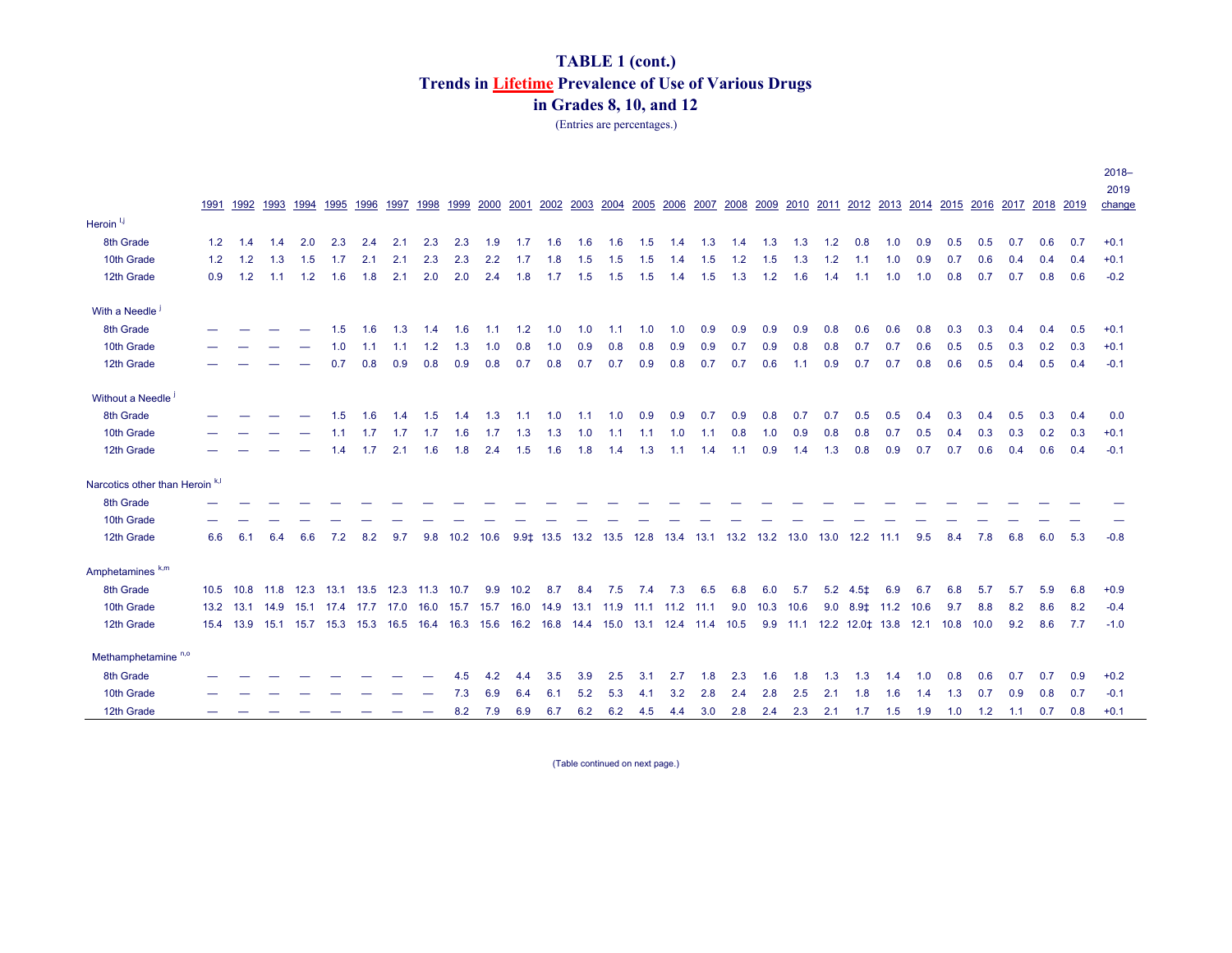# TABLE 1 (cont.)
## Trends in Lifetime Prevalence of Use of Various Drugs in Grades 8, 10, and 12

(Entries are percentages.)

| | 1991 | 1992 | 1993 | 1994 | 1995 | 1996 | 1997 | 1998 | 1999 | 2000 | 2001 | 2002 | 2003 | 2004 | 2005 | 2006 | 2007 | 2008 | 2009 | 2010 | 2011 | 2012 | 2013 | 2014 | 2015 | 2016 | 2017 | 2018 | 2019 | 2018–2019 change |
|---|---|---|---|---|---|---|---|---|---|---|---|---|---|---|---|---|---|---|---|---|---|---|---|---|---|---|---|---|---|---|
| **Heroin** [i,j] | | | | | | | | | | | | | | | | | | | | | | | | | | | | | | |
| 8th Grade | 1.2 | 1.4 | 1.4 | 2.0 | 2.3 | 2.4 | 2.1 | 2.3 | 2.3 | 1.9 | 1.7 | 1.6 | 1.6 | 1.6 | 1.5 | 1.4 | 1.3 | 1.4 | 1.3 | 1.3 | 1.2 | 0.8 | 1.0 | 0.9 | 0.5 | 0.5 | 0.7 | 0.6 | 0.7 | +0.1 |
| 10th Grade | 1.2 | 1.2 | 1.3 | 1.5 | 1.7 | 2.1 | 2.1 | 2.3 | 2.3 | 2.2 | 1.7 | 1.8 | 1.5 | 1.5 | 1.5 | 1.4 | 1.5 | 1.2 | 1.5 | 1.3 | 1.2 | 1.1 | 1.0 | 0.9 | 0.7 | 0.6 | 0.4 | 0.4 | 0.4 | +0.1 |
| 12th Grade | 0.9 | 1.2 | 1.1 | 1.2 | 1.6 | 1.8 | 2.1 | 2.0 | 2.0 | 2.4 | 1.8 | 1.7 | 1.5 | 1.5 | 1.5 | 1.4 | 1.5 | 1.3 | 1.2 | 1.6 | 1.4 | 1.1 | 1.0 | 1.0 | 0.8 | 0.7 | 0.7 | 0.8 | 0.6 | -0.2 |
| **With a Needle** [j] | | | | | | | | | | | | | | | | | | | | | | | | | | | | | | |
| 8th Grade | — | — | — | — | 1.5 | 1.6 | 1.3 | 1.4 | 1.6 | 1.1 | 1.2 | 1.0 | 1.0 | 1.1 | 1.0 | 1.0 | 0.9 | 0.9 | 0.9 | 0.9 | 0.8 | 0.6 | 0.6 | 0.8 | 0.3 | 0.3 | 0.4 | 0.4 | 0.5 | +0.1 |
| 10th Grade | — | — | — | — | 1.0 | 1.1 | 1.1 | 1.2 | 1.3 | 1.0 | 0.8 | 1.0 | 0.9 | 0.8 | 0.8 | 0.9 | 0.9 | 0.7 | 0.9 | 0.8 | 0.8 | 0.7 | 0.7 | 0.6 | 0.5 | 0.5 | 0.3 | 0.2 | 0.3 | +0.1 |
| 12th Grade | — | — | — | — | 0.7 | 0.8 | 0.9 | 0.8 | 0.9 | 0.8 | 0.7 | 0.8 | 0.7 | 0.7 | 0.9 | 0.8 | 0.7 | 0.7 | 0.6 | 1.1 | 0.9 | 0.7 | 0.7 | 0.8 | 0.6 | 0.5 | 0.4 | 0.5 | 0.4 | -0.1 |
| **Without a Needle** [j] | | | | | | | | | | | | | | | | | | | | | | | | | | | | | | |
| 8th Grade | — | — | — | — | 1.5 | 1.6 | 1.4 | 1.5 | 1.4 | 1.3 | 1.1 | 1.0 | 1.1 | 1.0 | 0.9 | 0.9 | 0.7 | 0.9 | 0.8 | 0.7 | 0.7 | 0.5 | 0.5 | 0.4 | 0.3 | 0.4 | 0.5 | 0.3 | 0.4 | 0.0 |
| 10th Grade | — | — | — | — | 1.1 | 1.7 | 1.7 | 1.7 | 1.6 | 1.7 | 1.3 | 1.3 | 1.0 | 1.1 | 1.1 | 1.0 | 1.1 | 0.8 | 1.0 | 0.9 | 0.8 | 0.8 | 0.7 | 0.5 | 0.4 | 0.3 | 0.3 | 0.2 | 0.3 | +0.1 |
| 12th Grade | — | — | — | — | 1.4 | 1.7 | 2.1 | 1.6 | 1.8 | 2.4 | 1.5 | 1.6 | 1.8 | 1.4 | 1.3 | 1.1 | 1.4 | 1.1 | 0.9 | 1.4 | 1.3 | 0.8 | 0.9 | 0.7 | 0.7 | 0.6 | 0.4 | 0.6 | 0.4 | -0.1 |
| **Narcotics other than Heroin** [k,l] | | | | | | | | | | | | | | | | | | | | | | | | | | | | | | |
| 8th Grade | — | — | — | — | — | — | — | — | — | — | — | — | — | — | — | — | — | — | — | — | — | — | — | — | — | — | — | — | — | — |
| 10th Grade | — | — | — | — | — | — | — | — | — | — | — | — | — | — | — | — | — | — | — | — | — | — | — | — | — | — | — | — | — | — |
| 12th Grade | 6.6 | 6.1 | 6.4 | 6.6 | 7.2 | 8.2 | 9.7 | 9.8 | 10.2 | 10.6 | 9.9‡ | 13.5 | 13.2 | 13.5 | 12.8 | 13.4 | 13.1 | 13.2 | 13.2 | 13.0 | 13.0 | 12.2 | 11.1 | 9.5 | 8.4 | 7.8 | 6.8 | 6.0 | 5.3 | -0.8 |
| **Amphetamines** [k,m] | | | | | | | | | | | | | | | | | | | | | | | | | | | | | | |
| 8th Grade | 10.5 | 10.8 | 11.8 | 12.3 | 13.1 | 13.5 | 12.3 | 11.3 | 10.7 | 9.9 | 10.2 | 8.7 | 8.4 | 7.5 | 7.4 | 7.3 | 6.5 | 6.8 | 6.0 | 5.7 | 5.2 | 4.5‡ | 6.9 | 6.7 | 6.8 | 5.7 | 5.7 | 5.9 | 6.8 | +0.9 |
| 10th Grade | 13.2 | 13.1 | 14.9 | 15.1 | 17.4 | 17.7 | 17.0 | 16.0 | 15.7 | 15.7 | 16.0 | 14.9 | 13.1 | 11.9 | 11.1 | 11.2 | 11.1 | 9.0 | 10.3 | 10.6 | 9.0 | 8.9‡ | 11.2 | 10.6 | 9.7 | 8.8 | 8.2 | 8.6 | 8.2 | -0.4 |
| 12th Grade | 15.4 | 13.9 | 15.1 | 15.7 | 15.3 | 15.3 | 16.5 | 16.4 | 16.3 | 15.6 | 16.2 | 16.8 | 14.4 | 15.0 | 13.1 | 12.4 | 11.4 | 10.5 | 9.9 | 11.1 | 12.2 | 12.0‡ | 13.8 | 12.1 | 10.8 | 10.0 | 9.2 | 8.6 | 7.7 | -1.0 |
| **Methamphetamine** [n,o] | | | | | | | | | | | | | | | | | | | | | | | | | | | | | | |
| 8th Grade | — | — | — | — | — | — | — | — | 4.5 | 4.2 | 4.4 | 3.5 | 3.9 | 2.5 | 3.1 | 2.7 | 1.8 | 2.3 | 1.6 | 1.8 | 1.3 | 1.3 | 1.4 | 1.0 | 0.8 | 0.6 | 0.7 | 0.7 | 0.9 | +0.2 |
| 10th Grade | — | — | — | — | — | — | — | — | 7.3 | 6.9 | 6.4 | 6.1 | 5.2 | 5.3 | 4.1 | 3.2 | 2.8 | 2.4 | 2.8 | 2.5 | 2.1 | 1.8 | 1.6 | 1.4 | 1.3 | 0.7 | 0.9 | 0.8 | 0.7 | -0.1 |
| 12th Grade | — | — | — | — | — | — | — | — | 8.2 | 7.9 | 6.9 | 6.7 | 6.2 | 6.2 | 4.5 | 4.4 | 3.0 | 2.8 | 2.4 | 2.3 | 2.1 | 1.7 | 1.5 | 1.9 | 1.0 | 1.2 | 1.1 | 0.7 | 0.8 | +0.1 |

(Table continued on next page.)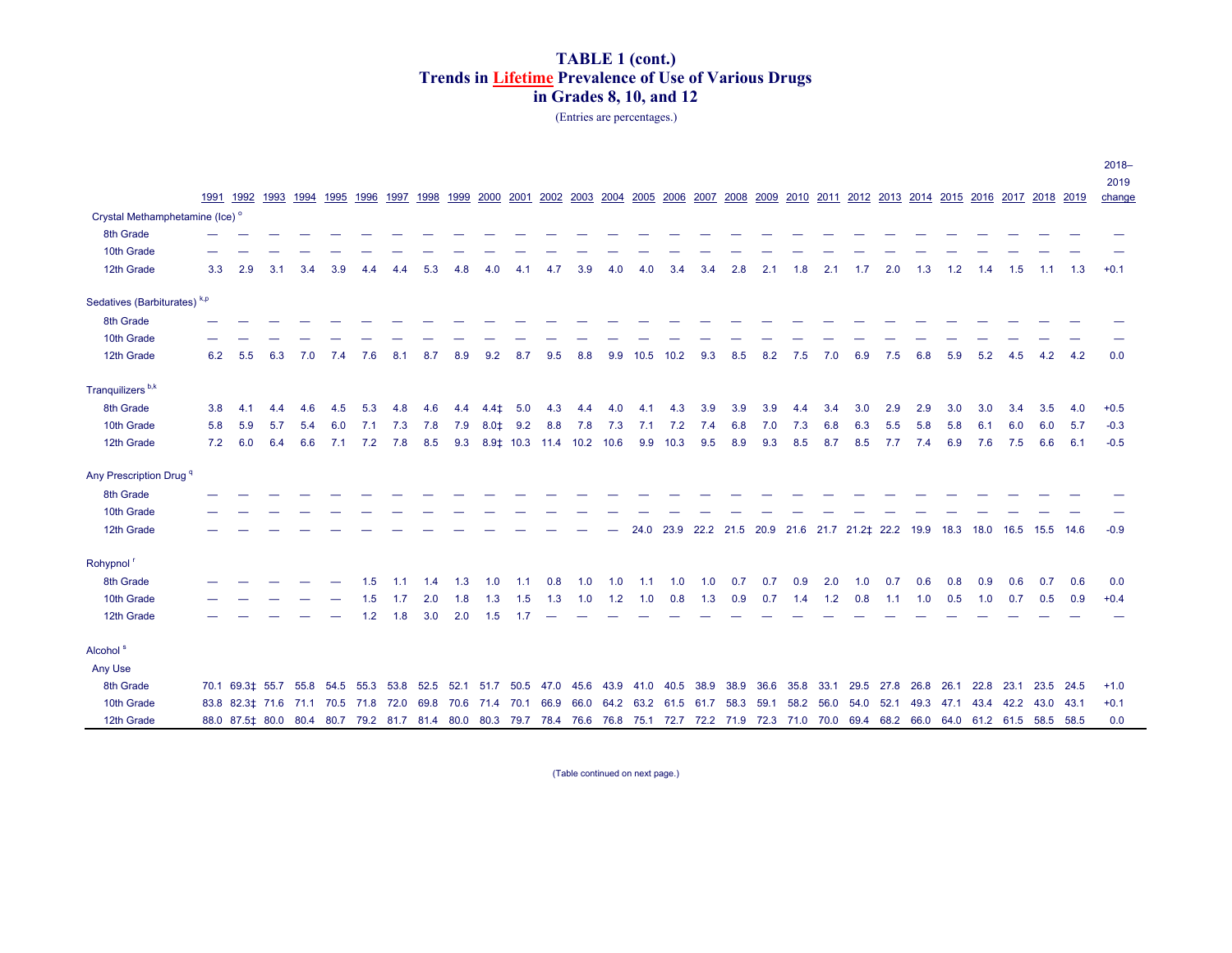# TABLE 1 (cont.)
## Trends in Lifetime Prevalence of Use of Various Drugs in Grades 8, 10, and 12

(Entries are percentages.)

| | 1991 | 1992 | 1993 | 1994 | 1995 | 1996 | 1997 | 1998 | 1999 | 2000 | 2001 | 2002 | 2003 | 2004 | 2005 | 2006 | 2007 | 2008 | 2009 | 2010 | 2011 | 2012 | 2013 | 2014 | 2015 | 2016 | 2017 | 2018 | 2019 | 2018–2019 change |
|---|---|---|---|---|---|---|---|---|---|---|---|---|---|---|---|---|---|---|---|---|---|---|---|---|---|---|---|---|---|---|
| **Crystal Methamphetamine (Ice)** [o] | | | | | | | | | | | | | | | | | | | | | | | | | | | | | | |
| 8th Grade | — | — | — | — | — | — | — | — | — | — | — | — | — | — | — | — | — | — | — | — | — | — | — | — | — | — | — | — | — | — |
| 10th Grade | — | — | — | — | — | — | — | — | — | — | — | — | — | — | — | — | — | — | — | — | — | — | — | — | — | — | — | — | — | — |
| 12th Grade | 3.3 | 2.9 | 3.1 | 3.4 | 3.9 | 4.4 | 4.4 | 5.3 | 4.8 | 4.0 | 4.1 | 4.7 | 3.9 | 4.0 | 4.0 | 3.4 | 3.4 | 2.8 | 2.1 | 1.8 | 2.1 | 1.7 | 2.0 | 1.3 | 1.2 | 1.4 | 1.5 | 1.1 | 1.3 | +0.1 |
| **Sedatives (Barbiturates)** [k,p] | | | | | | | | | | | | | | | | | | | | | | | | | | | | | | |
| 8th Grade | — | — | — | — | — | — | — | — | — | — | — | — | — | — | — | — | — | — | — | — | — | — | — | — | — | — | — | — | — | — |
| 10th Grade | — | — | — | — | — | — | — | — | — | — | — | — | — | — | — | — | — | — | — | — | — | — | — | — | — | — | — | — | — | — |
| 12th Grade | 6.2 | 5.5 | 6.3 | 7.0 | 7.4 | 7.6 | 8.1 | 8.7 | 8.9 | 9.2 | 8.7 | 9.5 | 8.8 | 9.9 | 10.5 | 10.2 | 9.3 | 8.5 | 8.2 | 7.5 | 7.0 | 6.9 | 7.5 | 6.8 | 5.9 | 5.2 | 4.5 | 4.2 | 4.2 | 0.0 |
| **Tranquilizers** [b,k] | | | | | | | | | | | | | | | | | | | | | | | | | | | | | | |
| 8th Grade | 3.8 | 4.1 | 4.4 | 4.6 | 4.5 | 5.3 | 4.8 | 4.6 | 4.4 | 4.4‡ | 5.0 | 4.3 | 4.4 | 4.0 | 4.1 | 4.3 | 3.9 | 3.9 | 3.9 | 4.4 | 3.4 | 3.0 | 2.9 | 2.9 | 3.0 | 3.0 | 3.4 | 3.5 | 4.0 | +0.5 |
| 10th Grade | 5.8 | 5.9 | 5.7 | 5.4 | 6.0 | 7.1 | 7.3 | 7.8 | 7.9 | 8.0‡ | 9.2 | 8.8 | 7.8 | 7.3 | 7.1 | 7.2 | 7.4 | 6.8 | 7.0 | 7.3 | 6.8 | 6.3 | 5.5 | 5.8 | 5.8 | 6.1 | 6.0 | 6.0 | 5.7 | -0.3 |
| 12th Grade | 7.2 | 6.0 | 6.4 | 6.6 | 7.1 | 7.2 | 7.8 | 8.5 | 9.3 | 8.9‡ | 10.3 | 11.4 | 10.2 | 10.6 | 9.9 | 10.3 | 9.5 | 8.9 | 9.3 | 8.5 | 8.7 | 8.5 | 7.7 | 7.4 | 6.9 | 7.6 | 7.5 | 6.6 | 6.1 | -0.5 |
| **Any Prescription Drug** [q] | | | | | | | | | | | | | | | | | | | | | | | | | | | | | | |
| 8th Grade | — | — | — | — | — | — | — | — | — | — | — | — | — | — | — | — | — | — | — | — | — | — | — | — | — | — | — | — | — | — |
| 10th Grade | — | — | — | — | — | — | — | — | — | — | — | — | — | — | — | — | — | — | — | — | — | — | — | — | — | — | — | — | — | — |
| 12th Grade | — | — | — | — | — | — | — | — | — | — | — | — | — | — | 24.0 | 23.9 | 22.2 | 21.5 | 20.9 | 21.6 | 21.7 | 21.2‡ | 22.2 | 19.9 | 18.3 | 18.0 | 16.5 | 15.5 | 14.6 | -0.9 |
| **Rohypnol** [r] | | | | | | | | | | | | | | | | | | | | | | | | | | | | | | |
| 8th Grade | — | — | — | — | — | 1.5 | 1.1 | 1.4 | 1.3 | 1.0 | 1.1 | 0.8 | 1.0 | 1.0 | 1.1 | 1.0 | 1.0 | 0.7 | 0.7 | 0.9 | 2.0 | 1.0 | 0.7 | 0.6 | 0.8 | 0.9 | 0.6 | 0.7 | 0.6 | 0.0 |
| 10th Grade | — | — | — | — | — | 1.5 | 1.7 | 2.0 | 1.8 | 1.3 | 1.5 | 1.3 | 1.0 | 1.2 | 1.0 | 0.8 | 1.3 | 0.9 | 0.7 | 1.4 | 1.2 | 0.8 | 1.1 | 1.0 | 0.5 | 1.0 | 0.7 | 0.5 | 0.9 | +0.4 |
| 12th Grade | — | — | — | — | — | 1.2 | 1.8 | 3.0 | 2.0 | 1.5 | 1.7 | — | — | — | — | — | — | — | — | — | — | — | — | — | — | — | — | — | — | — |
| **Alcohol** [s] | | | | | | | | | | | | | | | | | | | | | | | | | | | | | | |
| Any Use | | | | | | | | | | | | | | | | | | | | | | | | | | | | | | |
| 8th Grade | 70.1 | 69.3‡ | 55.7 | 55.8 | 54.5 | 55.3 | 53.8 | 52.5 | 52.1 | 51.7 | 50.5 | 47.0 | 45.6 | 43.9 | 41.0 | 40.5 | 38.9 | 38.9 | 36.6 | 35.8 | 33.1 | 29.5 | 27.8 | 26.8 | 26.1 | 22.8 | 23.1 | 23.5 | 24.5 | +1.0 |
| 10th Grade | 83.8 | 82.3‡ | 71.6 | 71.1 | 70.5 | 71.8 | 72.0 | 69.8 | 70.6 | 71.4 | 70.1 | 66.9 | 66.0 | 64.2 | 63.2 | 61.5 | 61.7 | 58.3 | 59.1 | 58.2 | 56.0 | 54.0 | 52.1 | 49.3 | 47.1 | 43.4 | 42.2 | 43.0 | 43.1 | +0.1 |
| 12th Grade | 88.0 | 87.5‡ | 80.0 | 80.4 | 80.7 | 79.2 | 81.7 | 81.4 | 80.0 | 80.3 | 79.7 | 78.4 | 76.6 | 76.8 | 75.1 | 72.7 | 72.2 | 71.9 | 72.3 | 71.0 | 70.0 | 69.4 | 68.2 | 66.0 | 64.0 | 61.2 | 61.5 | 58.5 | 58.5 | 0.0 |

(Table continued on next page.)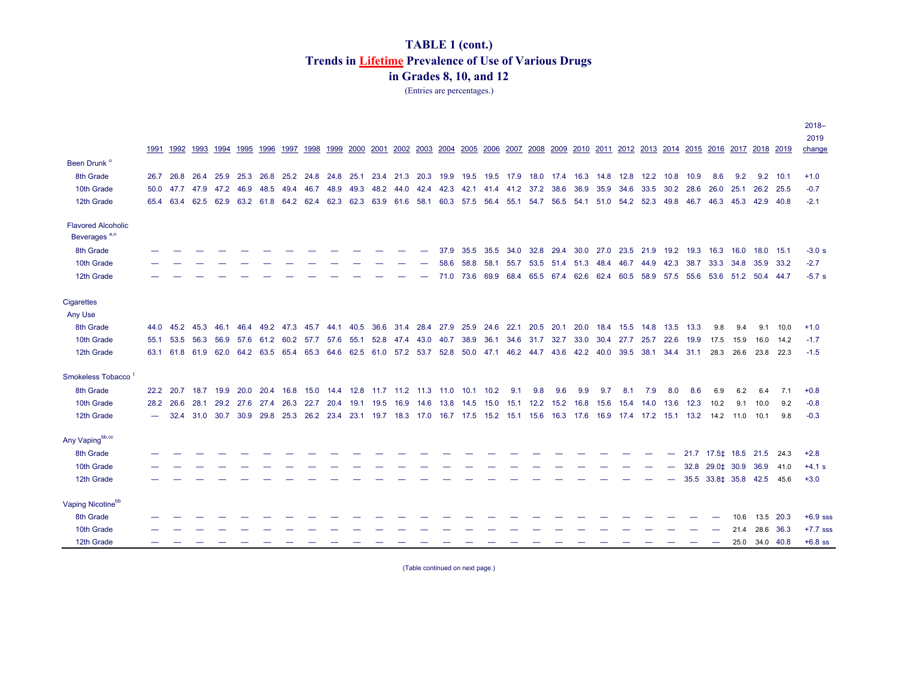# TABLE 1 (cont.)
## Trends in Lifetime Prevalence of Use of Various Drugs in Grades 8, 10, and 12

(Entries are percentages.)

| | 1991 | 1992 | 1993 | 1994 | 1995 | 1996 | 1997 | 1998 | 1999 | 2000 | 2001 | 2002 | 2003 | 2004 | 2005 | 2006 | 2007 | 2008 | 2009 | 2010 | 2011 | 2012 | 2013 | 2014 | 2015 | 2016 | 2017 | 2018 | 2019 | 2018–2019 change |
|---|---|---|---|---|---|---|---|---|---|---|---|---|---|---|---|---|---|---|---|---|---|---|---|---|---|---|---|---|---|---|
| **Been Drunk** [o] | | | | | | | | | | | | | | | | | | | | | | | | | | | | | | |
| 8th Grade | 26.7 | 26.8 | 26.4 | 25.9 | 25.3 | 26.8 | 25.2 | 24.8 | 24.8 | 25.1 | 23.4 | 21.3 | 20.3 | 19.9 | 19.5 | 19.5 | 17.9 | 18.0 | 17.4 | 16.3 | 14.8 | 12.8 | 12.2 | 10.8 | 10.9 | 8.6 | 9.2 | 9.2 | 10.1 | +1.0 |
| 10th Grade | 50.0 | 47.7 | 47.9 | 47.2 | 46.9 | 48.5 | 49.4 | 46.7 | 48.9 | 49.3 | 48.2 | 44.0 | 42.4 | 42.3 | 42.1 | 41.4 | 41.2 | 37.2 | 38.6 | 36.9 | 35.9 | 34.6 | 33.5 | 30.2 | 28.6 | 26.0 | 25.1 | 26.2 | 25.5 | -0.7 |
| 12th Grade | 65.4 | 63.4 | 62.5 | 62.9 | 63.2 | 61.8 | 64.2 | 62.4 | 62.3 | 62.3 | 63.9 | 61.6 | 58.1 | 60.3 | 57.5 | 56.4 | 55.1 | 54.7 | 56.5 | 54.1 | 51.0 | 54.2 | 52.3 | 49.8 | 46.7 | 46.3 | 45.3 | 42.9 | 40.8 | -2.1 |
| **Flavored Alcoholic Beverages** [e,n] | | | | | | | | | | | | | | | | | | | | | | | | | | | | | | |
| 8th Grade | — | — | — | — | — | — | — | — | — | — | — | — | — | 37.9 | 35.5 | 35.5 | 34.0 | 32.8 | 29.4 | 30.0 | 27.0 | 23.5 | 21.9 | 19.2 | 19.3 | 16.3 | 16.0 | 18.0 | 15.1 | -3.0 s |
| 10th Grade | — | — | — | — | — | — | — | — | — | — | — | — | — | 58.6 | 58.8 | 58.1 | 55.7 | 53.5 | 51.4 | 51.3 | 48.4 | 46.7 | 44.9 | 42.3 | 38.7 | 33.3 | 34.8 | 35.9 | 33.2 | -2.7 |
| 12th Grade | — | — | — | — | — | — | — | — | — | — | — | — | — | 71.0 | 73.6 | 69.9 | 68.4 | 65.5 | 67.4 | 62.6 | 62.4 | 60.5 | 58.9 | 57.5 | 55.6 | 53.6 | 51.2 | 50.4 | 44.7 | -5.7 s |
| **Cigarettes** | | | | | | | | | | | | | | | | | | | | | | | | | | | | | | |
| Any Use | | | | | | | | | | | | | | | | | | | | | | | | | | | | | | |
| 8th Grade | 44.0 | 45.2 | 45.3 | 46.1 | 46.4 | 49.2 | 47.3 | 45.7 | 44.1 | 40.5 | 36.6 | 31.4 | 28.4 | 27.9 | 25.9 | 24.6 | 22.1 | 20.5 | 20.1 | 20.0 | 18.4 | 15.5 | 14.8 | 13.5 | 13.3 | 9.8 | 9.4 | 9.1 | 10.0 | +1.0 |
| 10th Grade | 55.1 | 53.5 | 56.3 | 56.9 | 57.6 | 61.2 | 60.2 | 57.7 | 57.6 | 55.1 | 52.8 | 47.4 | 43.0 | 40.7 | 38.9 | 36.1 | 34.6 | 31.7 | 32.7 | 33.0 | 30.4 | 27.7 | 25.7 | 22.6 | 19.9 | 17.5 | 15.9 | 16.0 | 14.2 | -1.7 |
| 12th Grade | 63.1 | 61.8 | 61.9 | 62.0 | 64.2 | 63.5 | 65.4 | 65.3 | 64.6 | 62.5 | 61.0 | 57.2 | 53.7 | 52.8 | 50.0 | 47.1 | 46.2 | 44.7 | 43.6 | 42.2 | 40.0 | 39.5 | 38.1 | 34.4 | 31.1 | 28.3 | 26.6 | 23.8 | 22.3 | -1.5 |
| **Smokeless Tobacco** [t] | | | | | | | | | | | | | | | | | | | | | | | | | | | | | | |
| 8th Grade | 22.2 | 20.7 | 18.7 | 19.9 | 20.0 | 20.4 | 16.8 | 15.0 | 14.4 | 12.8 | 11.7 | 11.2 | 11.3 | 11.0 | 10.1 | 10.2 | 9.1 | 9.8 | 9.6 | 9.9 | 9.7 | 8.1 | 7.9 | 8.0 | 8.6 | 6.9 | 6.2 | 6.4 | 7.1 | +0.8 |
| 10th Grade | 28.2 | 26.6 | 28.1 | 29.2 | 27.6 | 27.4 | 26.3 | 22.7 | 20.4 | 19.1 | 19.5 | 16.9 | 14.6 | 13.8 | 14.5 | 15.0 | 15.1 | 12.2 | 15.2 | 16.8 | 15.6 | 15.4 | 14.0 | 13.6 | 12.3 | 10.2 | 9.1 | 10.0 | 9.2 | -0.8 |
| 12th Grade | — | 32.4 | 31.0 | 30.7 | 30.9 | 29.8 | 25.3 | 26.2 | 23.4 | 23.1 | 19.7 | 18.3 | 17.0 | 16.7 | 17.5 | 15.2 | 15.1 | 15.6 | 16.3 | 17.6 | 16.9 | 17.4 | 17.2 | 15.1 | 13.2 | 14.2 | 11.0 | 10.1 | 9.8 | -0.3 |
| **Any Vaping** [bb,cc] | | | | | | | | | | | | | | | | | | | | | | | | | | | | | | |
| 8th Grade | — | — | — | — | — | — | — | — | — | — | — | — | — | — | — | — | — | — | — | — | — | — | — | — | 21.7 | 17.5‡ | 18.5 | 21.5 | 24.3 | +2.8 |
| 10th Grade | — | — | — | — | — | — | — | — | — | — | — | — | — | — | — | — | — | — | — | — | — | — | — | — | 32.8 | 29.0‡ | 30.9 | 36.9 | 41.0 | +4.1 s |
| 12th Grade | — | — | — | — | — | — | — | — | — | — | — | — | — | — | — | — | — | — | — | — | — | — | — | — | 35.5 | 33.8‡ | 35.8 | 42.5 | 45.6 | +3.0 |
| **Vaping Nicotine** [bb] | | | | | | | | | | | | | | | | | | | | | | | | | | | | | | |
| 8th Grade | — | — | — | — | — | — | — | — | — | — | — | — | — | — | — | — | — | — | — | — | — | — | — | — | — | — | 10.6 | 13.5 | 20.3 | +6.9 sss |
| 10th Grade | — | — | — | — | — | — | — | — | — | — | — | — | — | — | — | — | — | — | — | — | — | — | — | — | — | — | 21.4 | 28.6 | 36.3 | +7.7 sss |
| 12th Grade | — | — | — | — | — | — | — | — | — | — | — | — | — | — | — | — | — | — | — | — | — | — | — | — | — | — | 25.0 | 34.0 | 40.8 | +6.8 ss |

(Table continued on next page.)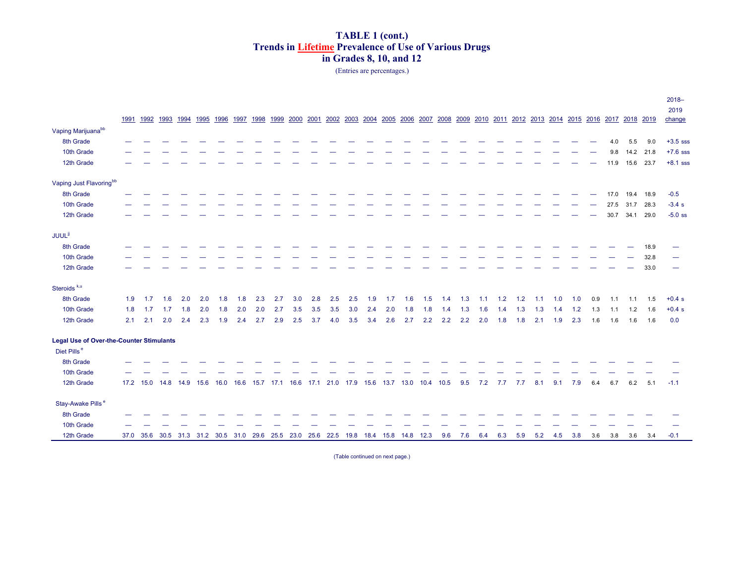# TABLE 1 (cont.)
## Trends in Lifetime Prevalence of Use of Various Drugs in Grades 8, 10, and 12

(Entries are percentages.)

| | 1991 | 1992 | 1993 | 1994 | 1995 | 1996 | 1997 | 1998 | 1999 | 2000 | 2001 | 2002 | 2003 | 2004 | 2005 | 2006 | 2007 | 2008 | 2009 | 2010 | 2011 | 2012 | 2013 | 2014 | 2015 | 2016 | 2017 | 2018 | 2019 | 2018–2019 change |
|---|---|---|---|---|---|---|---|---|---|---|---|---|---|---|---|---|---|---|---|---|---|---|---|---|---|---|---|---|---|---|
| **Vaping Marijuana**[bb] | | | | | | | | | | | | | | | | | | | | | | | | | | | | | | |
| 8th Grade | — | — | — | — | — | — | — | — | — | — | — | — | — | — | — | — | — | — | — | — | — | — | — | — | — | — | 4.0 | 5.5 | 9.0 | +3.5 sss |
| 10th Grade | — | — | — | — | — | — | — | — | — | — | — | — | — | — | — | — | — | — | — | — | — | — | — | — | — | — | 9.8 | 14.2 | 21.8 | +7.6 sss |
| 12th Grade | — | — | — | — | — | — | — | — | — | — | — | — | — | — | — | — | — | — | — | — | — | — | — | — | — | — | 11.9 | 15.6 | 23.7 | +8.1 sss |
| **Vaping Just Flavoring**[bb] | | | | | | | | | | | | | | | | | | | | | | | | | | | | | | |
| 8th Grade | — | — | — | — | — | — | — | — | — | — | — | — | — | — | — | — | — | — | — | — | — | — | — | — | — | — | 17.0 | 19.4 | 18.9 | -0.5 |
| 10th Grade | — | — | — | — | — | — | — | — | — | — | — | — | — | — | — | — | — | — | — | — | — | — | — | — | — | — | 27.5 | 31.7 | 28.3 | -3.4 s |
| 12th Grade | — | — | — | — | — | — | — | — | — | — | — | — | — | — | — | — | — | — | — | — | — | — | — | — | — | — | 30.7 | 34.1 | 29.0 | -5.0 ss |
| **JUUL**[jj] | | | | | | | | | | | | | | | | | | | | | | | | | | | | | | |
| 8th Grade | — | — | — | — | — | — | — | — | — | — | — | — | — | — | — | — | — | — | — | — | — | — | — | — | — | — | — | — | 18.9 | — |
| 10th Grade | — | — | — | — | — | — | — | — | — | — | — | — | — | — | — | — | — | — | — | — | — | — | — | — | — | — | — | — | 32.8 | — |
| 12th Grade | — | — | — | — | — | — | — | — | — | — | — | — | — | — | — | — | — | — | — | — | — | — | — | — | — | — | — | — | 33.0 | — |
| **Steroids**[k,u] | | | | | | | | | | | | | | | | | | | | | | | | | | | | | | |
| 8th Grade | 1.9 | 1.7 | 1.6 | 2.0 | 2.0 | 1.8 | 1.8 | 2.3 | 2.7 | 3.0 | 2.8 | 2.5 | 2.5 | 1.9 | 1.7 | 1.6 | 1.5 | 1.4 | 1.3 | 1.1 | 1.2 | 1.2 | 1.1 | 1.0 | 1.0 | 0.9 | 1.1 | 1.1 | 1.5 | +0.4 s |
| 10th Grade | 1.8 | 1.7 | 1.7 | 1.8 | 2.0 | 1.8 | 2.0 | 2.0 | 2.7 | 3.5 | 3.5 | 3.5 | 3.0 | 2.4 | 2.0 | 1.8 | 1.8 | 1.4 | 1.3 | 1.6 | 1.4 | 1.3 | 1.3 | 1.4 | 1.2 | 1.3 | 1.1 | 1.2 | 1.6 | +0.4 s |
| 12th Grade | 2.1 | 2.1 | 2.0 | 2.4 | 2.3 | 1.9 | 2.4 | 2.7 | 2.9 | 2.5 | 3.7 | 4.0 | 3.5 | 3.4 | 2.6 | 2.7 | 2.2 | 2.2 | 2.2 | 2.0 | 1.8 | 1.8 | 2.1 | 1.9 | 2.3 | 1.6 | 1.6 | 1.6 | 1.6 | 0.0 |
| **Legal Use of Over-the-Counter Stimulants** | | | | | | | | | | | | | | | | | | | | | | | | | | | | | | |
| Diet Pills[e] | | | | | | | | | | | | | | | | | | | | | | | | | | | | | | |
| 8th Grade | — | — | — | — | — | — | — | — | — | — | — | — | — | — | — | — | — | — | — | — | — | — | — | — | — | — | — | — | — | — |
| 10th Grade | — | — | — | — | — | — | — | — | — | — | — | — | — | — | — | — | — | — | — | — | — | — | — | — | — | — | — | — | — | — |
| 12th Grade | 17.2 | 15.0 | 14.8 | 14.9 | 15.6 | 16.0 | 16.6 | 15.7 | 17.1 | 16.6 | 17.1 | 21.0 | 17.9 | 15.6 | 13.7 | 13.0 | 10.4 | 10.5 | 9.5 | 7.2 | 7.7 | 7.7 | 8.1 | 9.1 | 7.9 | 6.4 | 6.7 | 6.2 | 5.1 | -1.1 |
| Stay-Awake Pills[e] | | | | | | | | | | | | | | | | | | | | | | | | | | | | | | |
| 8th Grade | — | — | — | — | — | — | — | — | — | — | — | — | — | — | — | — | — | — | — | — | — | — | — | — | — | — | — | — | — | — |
| 10th Grade | — | — | — | — | — | — | — | — | — | — | — | — | — | — | — | — | — | — | — | — | — | — | — | — | — | — | — | — | — | — |
| 12th Grade | 37.0 | 35.6 | 30.5 | 31.3 | 31.2 | 30.5 | 31.0 | 29.6 | 25.5 | 23.0 | 25.6 | 22.5 | 19.8 | 18.4 | 15.8 | 14.8 | 12.3 | 9.6 | 7.6 | 6.4 | 6.3 | 5.9 | 5.2 | 4.5 | 3.8 | 3.6 | 3.8 | 3.6 | 3.4 | -0.1 |

(Table continued on next page.)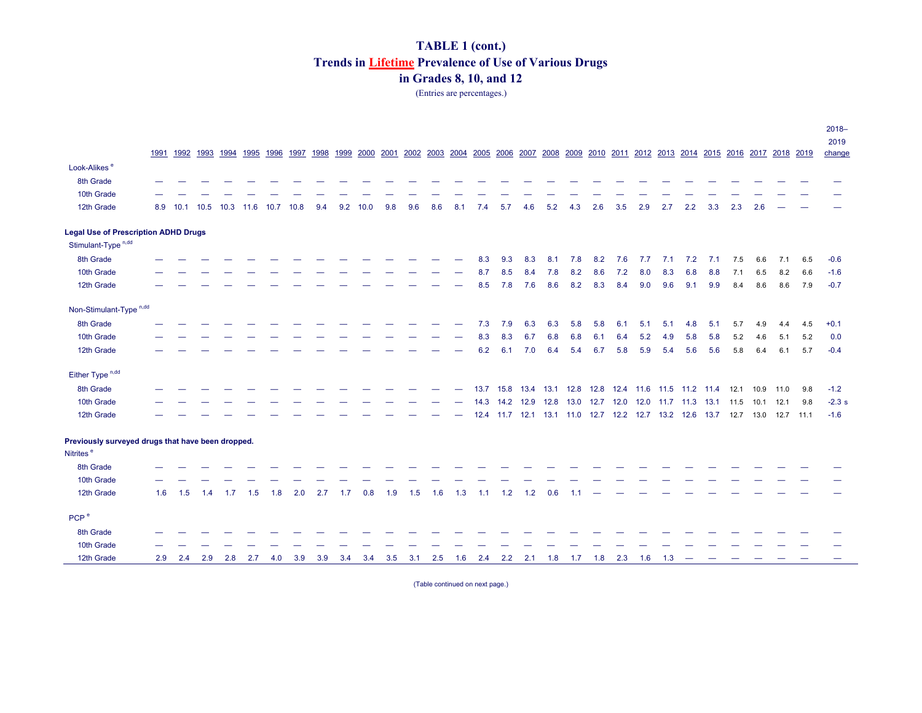# TABLE 1 (cont.)
## Trends in Lifetime Prevalence of Use of Various Drugs in Grades 8, 10, and 12

(Entries are percentages.)

| | 1991 | 1992 | 1993 | 1994 | 1995 | 1996 | 1997 | 1998 | 1999 | 2000 | 2001 | 2002 | 2003 | 2004 | 2005 | 2006 | 2007 | 2008 | 2009 | 2010 | 2011 | 2012 | 2013 | 2014 | 2015 | 2016 | 2017 | 2018 | 2019 | 2018–2019 change |
|---|---|---|---|---|---|---|---|---|---|---|---|---|---|---|---|---|---|---|---|---|---|---|---|---|---|---|---|---|---|---|
| **Look-Alikes** [e] | | | | | | | | | | | | | | | | | | | | | | | | | | | | | | |
| 8th Grade | — | — | — | — | — | — | — | — | — | — | — | — | — | — | — | — | — | — | — | — | — | — | — | — | — | — | — | — | — | — |
| 10th Grade | — | — | — | — | — | — | — | — | — | — | — | — | — | — | — | — | — | — | — | — | — | — | — | — | — | — | — | — | — | — |
| 12th Grade | 8.9 | 10.1 | 10.5 | 10.3 | 11.6 | 10.7 | 10.8 | 9.4 | 9.2 | 10.0 | 9.8 | 9.6 | 8.6 | 8.1 | 7.4 | 5.7 | 4.6 | 5.2 | 4.3 | 2.6 | 3.5 | 2.9 | 2.7 | 2.2 | 3.3 | 2.3 | 2.6 | — | — | — |
| **Legal Use of Prescription ADHD Drugs** | | | | | | | | | | | | | | | | | | | | | | | | | | | | | | |
| Stimulant-Type [n,dd] | | | | | | | | | | | | | | | | | | | | | | | | | | | | | | |
| 8th Grade | — | — | — | — | — | — | — | — | — | — | — | — | — | — | 8.3 | 9.3 | 8.3 | 8.1 | 7.8 | 8.2 | 7.6 | 7.7 | 7.1 | 7.2 | 7.1 | 7.5 | 6.6 | 7.1 | 6.5 | -0.6 |
| 10th Grade | — | — | — | — | — | — | — | — | — | — | — | — | — | — | 8.7 | 8.5 | 8.4 | 7.8 | 8.2 | 8.6 | 7.2 | 8.0 | 8.3 | 6.8 | 8.8 | 7.1 | 6.5 | 8.2 | 6.6 | -1.6 |
| 12th Grade | — | — | — | — | — | — | — | — | — | — | — | — | — | — | 8.5 | 7.8 | 7.6 | 8.6 | 8.2 | 8.3 | 8.4 | 9.0 | 9.6 | 9.1 | 9.9 | 8.4 | 8.6 | 8.6 | 7.9 | -0.7 |
| Non-Stimulant-Type [n,dd] | | | | | | | | | | | | | | | | | | | | | | | | | | | | | | |
| 8th Grade | — | — | — | — | — | — | — | — | — | — | — | — | — | — | 7.3 | 7.9 | 6.3 | 6.3 | 5.8 | 5.8 | 6.1 | 5.1 | 5.1 | 4.8 | 5.1 | 5.7 | 4.9 | 4.4 | 4.5 | +0.1 |
| 10th Grade | — | — | — | — | — | — | — | — | — | — | — | — | — | — | 8.3 | 8.3 | 6.7 | 6.8 | 6.8 | 6.1 | 6.4 | 5.2 | 4.9 | 5.8 | 5.8 | 5.2 | 4.6 | 5.1 | 5.2 | 0.0 |
| 12th Grade | — | — | — | — | — | — | — | — | — | — | — | — | — | — | 6.2 | 6.1 | 7.0 | 6.4 | 5.4 | 6.7 | 5.8 | 5.9 | 5.4 | 5.6 | 5.6 | 5.8 | 6.4 | 6.1 | 5.7 | -0.4 |
| Either Type [n,dd] | | | | | | | | | | | | | | | | | | | | | | | | | | | | | | |
| 8th Grade | — | — | — | — | — | — | — | — | — | — | — | — | — | — | 13.7 | 15.8 | 13.4 | 13.1 | 12.8 | 12.8 | 12.4 | 11.6 | 11.5 | 11.2 | 11.4 | 12.1 | 10.9 | 11.0 | 9.8 | -1.2 |
| 10th Grade | — | — | — | — | — | — | — | — | — | — | — | — | — | — | 14.3 | 14.2 | 12.9 | 12.8 | 13.0 | 12.7 | 12.0 | 12.0 | 11.7 | 11.3 | 13.1 | 11.5 | 10.1 | 12.1 | 9.8 | -2.3 s |
| 12th Grade | — | — | — | — | — | — | — | — | — | — | — | — | — | — | 12.4 | 11.7 | 12.1 | 13.1 | 11.0 | 12.7 | 12.2 | 12.7 | 13.2 | 12.6 | 13.7 | 12.7 | 13.0 | 12.7 | 11.1 | -1.6 |
| **Previously surveyed drugs that have been dropped.** | | | | | | | | | | | | | | | | | | | | | | | | | | | | | | |
| Nitrites [e] | | | | | | | | | | | | | | | | | | | | | | | | | | | | | | |
| 8th Grade | — | — | — | — | — | — | — | — | — | — | — | — | — | — | — | — | — | — | — | — | — | — | — | — | — | — | — | — | — | — |
| 10th Grade | — | — | — | — | — | — | — | — | — | — | — | — | — | — | — | — | — | — | — | — | — | — | — | — | — | — | — | — | — | — |
| 12th Grade | 1.6 | 1.5 | 1.4 | 1.7 | 1.5 | 1.8 | 2.0 | 2.7 | 1.7 | 0.8 | 1.9 | 1.5 | 1.6 | 1.3 | 1.1 | 1.2 | 1.2 | 0.6 | 1.1 | — | — | — | — | — | — | — | — | — | — | — |
| PCP [e] | | | | | | | | | | | | | | | | | | | | | | | | | | | | | | |
| 8th Grade | — | — | — | — | — | — | — | — | — | — | — | — | — | — | — | — | — | — | — | — | — | — | — | — | — | — | — | — | — | — |
| 10th Grade | — | — | — | — | — | — | — | — | — | — | — | — | — | — | — | — | — | — | — | — | — | — | — | — | — | — | — | — | — | — |
| 12th Grade | 2.9 | 2.4 | 2.9 | 2.8 | 2.7 | 4.0 | 3.9 | 3.9 | 3.4 | 3.4 | 3.5 | 3.1 | 2.5 | 1.6 | 2.4 | 2.2 | 2.1 | 1.8 | 1.7 | 1.8 | 2.3 | 1.6 | 1.3 | — | — | — | — | — | — | — |

(Table continued on next page.)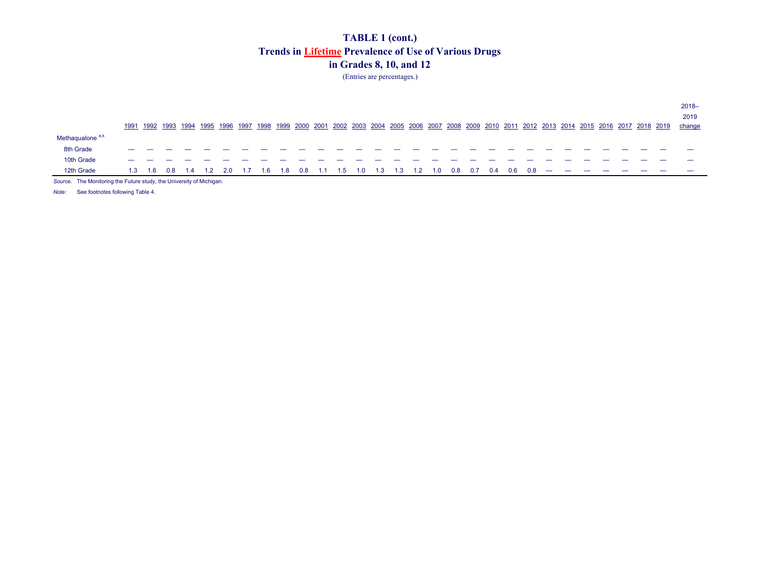# TABLE 1 (cont.)
## Trends in Lifetime Prevalence of Use of Various Drugs in Grades 8, 10, and 12

(Entries are percentages.)

| | 1991 | 1992 | 1993 | 1994 | 1995 | 1996 | 1997 | 1998 | 1999 | 2000 | 2001 | 2002 | 2003 | 2004 | 2005 | 2006 | 2007 | 2008 | 2009 | 2010 | 2011 | 2012 | 2013 | 2014 | 2015 | 2016 | 2017 | 2018 | 2019 | 2018–2019 change |
|---|---|---|---|---|---|---|---|---|---|---|---|---|---|---|---|---|---|---|---|---|---|---|---|---|---|---|---|---|---|---|
| Methaqualone [e,k] | | | | | | | | | | | | | | | | | | | | | | | | | | | | | | |
| 8th Grade | — | — | — | — | — | — | — | — | — | — | — | — | — | — | — | — | — | — | — | — | — | — | — | — | — | — | — | — | — | — |
| 10th Grade | — | — | — | — | — | — | — | — | — | — | — | — | — | — | — | — | — | — | — | — | — | — | — | — | — | — | — | — | — | — |
| 12th Grade | 1.3 | 1.6 | 0.8 | 1.4 | 1.2 | 2.0 | 1.7 | 1.6 | 1.8 | 0.8 | 1.1 | 1.5 | 1.0 | 1.3 | 1.3 | 1.2 | 1.0 | 0.8 | 0.7 | 0.4 | 0.6 | 0.8 | — | — | — | — | — | — | — | — |

*Source.* The Monitoring the Future study, the University of Michigan.

*Note:* See footnotes following Table 4.